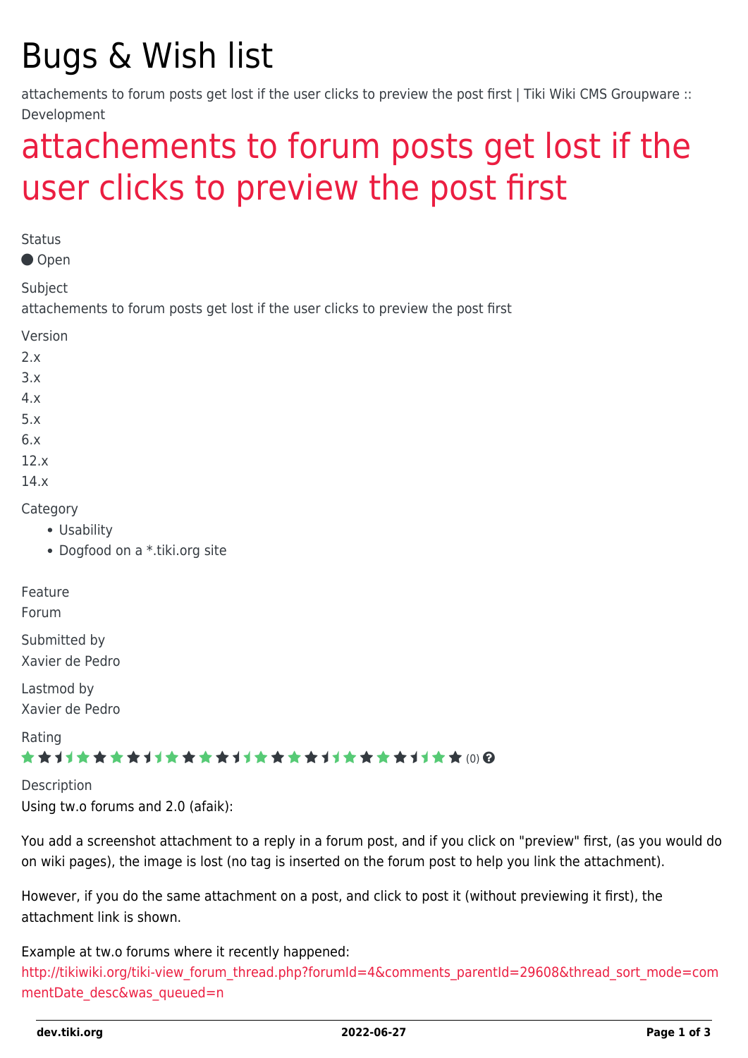# Bugs & Wish list

attachements to forum posts get lost if the user clicks to preview the post first | Tiki Wiki CMS Groupware :: Development

## attachements to forum posts get lost if the user clicks to preview the post first

Status

● Open

Subject

attachements to forum posts get lost if the user clicks to preview the post first

Version

2.x
3.x
4.x
5.x
6.x
12.x
14.x

Category

- Usability
- Dogfood on a *.tiki.org site

Feature

Forum

Submitted by

Xavier de Pedro

Lastmod by

Xavier de Pedro

Rating

(0)

Description

Using tw.o forums and 2.0 (afaik):

You add a screenshot attachment to a reply in a forum post, and if you click on "preview" first, (as you would do on wiki pages), the image is lost (no tag is inserted on the forum post to help you link the attachment).

However, if you do the same attachment on a post, and click to post it (without previewing it first), the attachment link is shown.

Example at tw.o forums where it recently happened:
http://tikiwiki.org/tiki-view_forum_thread.php?forumId=4&comments_parentId=29608&thread_sort_mode=commentDate_desc&was_queued=n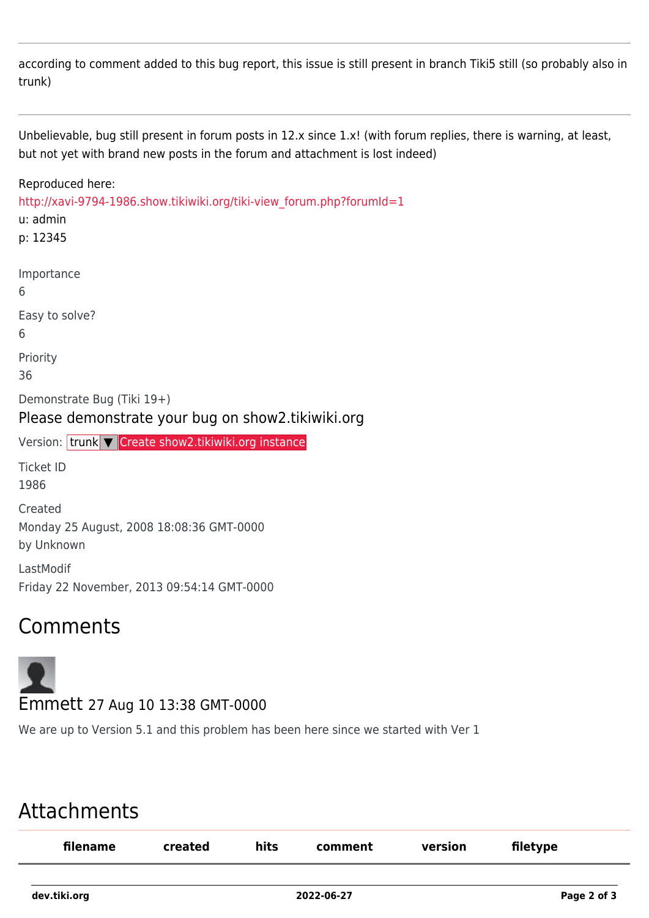according to comment added to this bug report, this issue is still present in branch Tiki5 still (so probably also in trunk)

---

Unbelievable, bug still present in forum posts in 12.x since 1.x! (with forum replies, there is warning, at least, but not yet with brand new posts in the forum and attachment is lost indeed)

Reproduced here:
http://xavi-9794-1986.show.tikiwiki.org/tiki-view_forum.php?forumId=1
u: admin
p: 12345

Importance
6

Easy to solve?
6

Priority
36

Demonstrate Bug (Tiki 19+)

Please demonstrate your bug on show2.tikiwiki.org

Version: trunk ▼ Create show2.tikiwiki.org instance

Ticket ID
1986

Created
Monday 25 August, 2008 18:08:36 GMT-0000
by Unknown

LastModif
Friday 22 November, 2013 09:54:14 GMT-0000

## Comments

### Emmett 27 Aug 10 13:38 GMT-0000

We are up to Version 5.1 and this problem has been here since we started with Ver 1

## Attachments

| filename | created | hits | comment | version | filetype |
| --- | --- | --- | --- | --- | --- |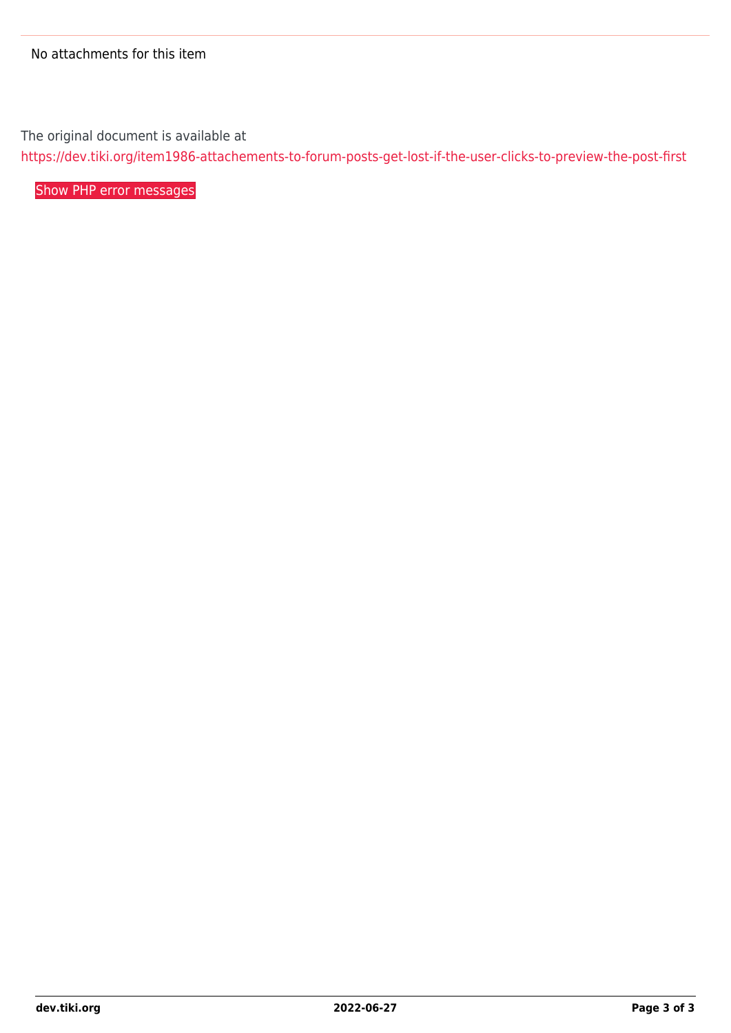No attachments for this item

The original document is available at https://dev.tiki.org/item1986-attachements-to-forum-posts-get-lost-if-the-user-clicks-to-preview-the-post-first

Show PHP error messages